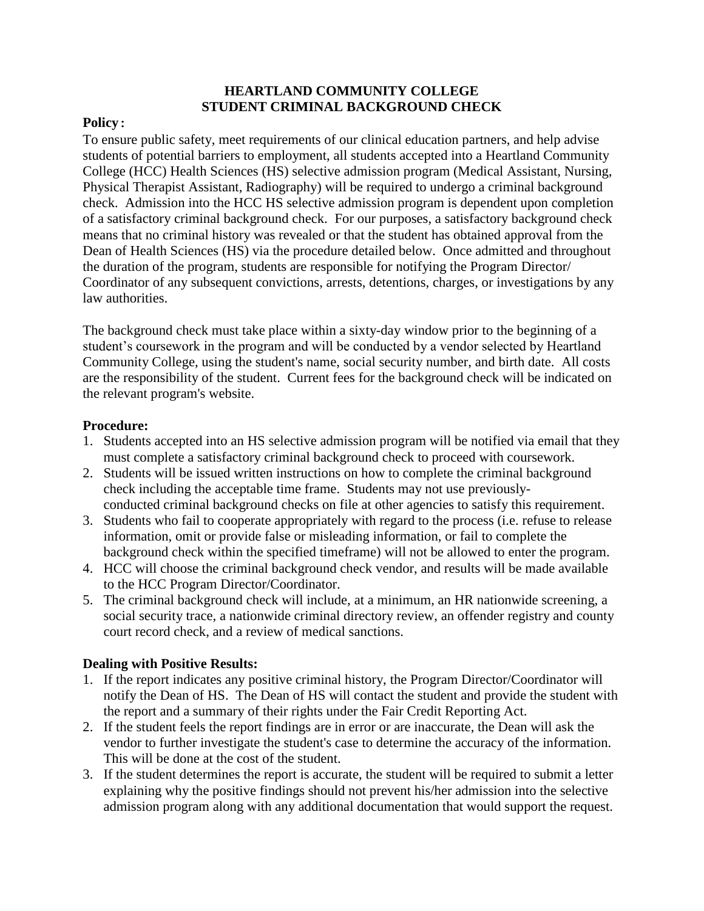# HEARTLAND COMMUNITY COLLEGE
# STUDENT CRIMINAL BACKGROUND CHECK

**Policy:**

To ensure public safety, meet requirements of our clinical education partners, and help advise students of potential barriers to employment, all students accepted into a Heartland Community College (HCC) Health Sciences (HS) selective admission program (Medical Assistant, Nursing, Physical Therapist Assistant, Radiography) will be required to undergo a criminal background check. Admission into the HCC HS selective admission program is dependent upon completion of a satisfactory criminal background check. For our purposes, a satisfactory background check means that no criminal history was revealed or that the student has obtained approval from the Dean of Health Sciences (HS) via the procedure detailed below. Once admitted and throughout the duration of the program, students are responsible for notifying the Program Director/Coordinator of any subsequent convictions, arrests, detentions, charges, or investigations by any law authorities.

The background check must take place within a sixty-day window prior to the beginning of a student's coursework in the program and will be conducted by a vendor selected by Heartland Community College, using the student's name, social security number, and birth date. All costs are the responsibility of the student. Current fees for the background check will be indicated on the relevant program's website.

**Procedure:**

1. Students accepted into an HS selective admission program will be notified via email that they must complete a satisfactory criminal background check to proceed with coursework.
2. Students will be issued written instructions on how to complete the criminal background check including the acceptable time frame. Students may not use previously-conducted criminal background checks on file at other agencies to satisfy this requirement.
3. Students who fail to cooperate appropriately with regard to the process (i.e. refuse to release information, omit or provide false or misleading information, or fail to complete the background check within the specified timeframe) will not be allowed to enter the program.
4. HCC will choose the criminal background check vendor, and results will be made available to the HCC Program Director/Coordinator.
5. The criminal background check will include, at a minimum, an HR nationwide screening, a social security trace, a nationwide criminal directory review, an offender registry and county court record check, and a review of medical sanctions.

**Dealing with Positive Results:**

1. If the report indicates any positive criminal history, the Program Director/Coordinator will notify the Dean of HS. The Dean of HS will contact the student and provide the student with the report and a summary of their rights under the Fair Credit Reporting Act.
2. If the student feels the report findings are in error or are inaccurate, the Dean will ask the vendor to further investigate the student's case to determine the accuracy of the information. This will be done at the cost of the student.
3. If the student determines the report is accurate, the student will be required to submit a letter explaining why the positive findings should not prevent his/her admission into the selective admission program along with any additional documentation that would support the request.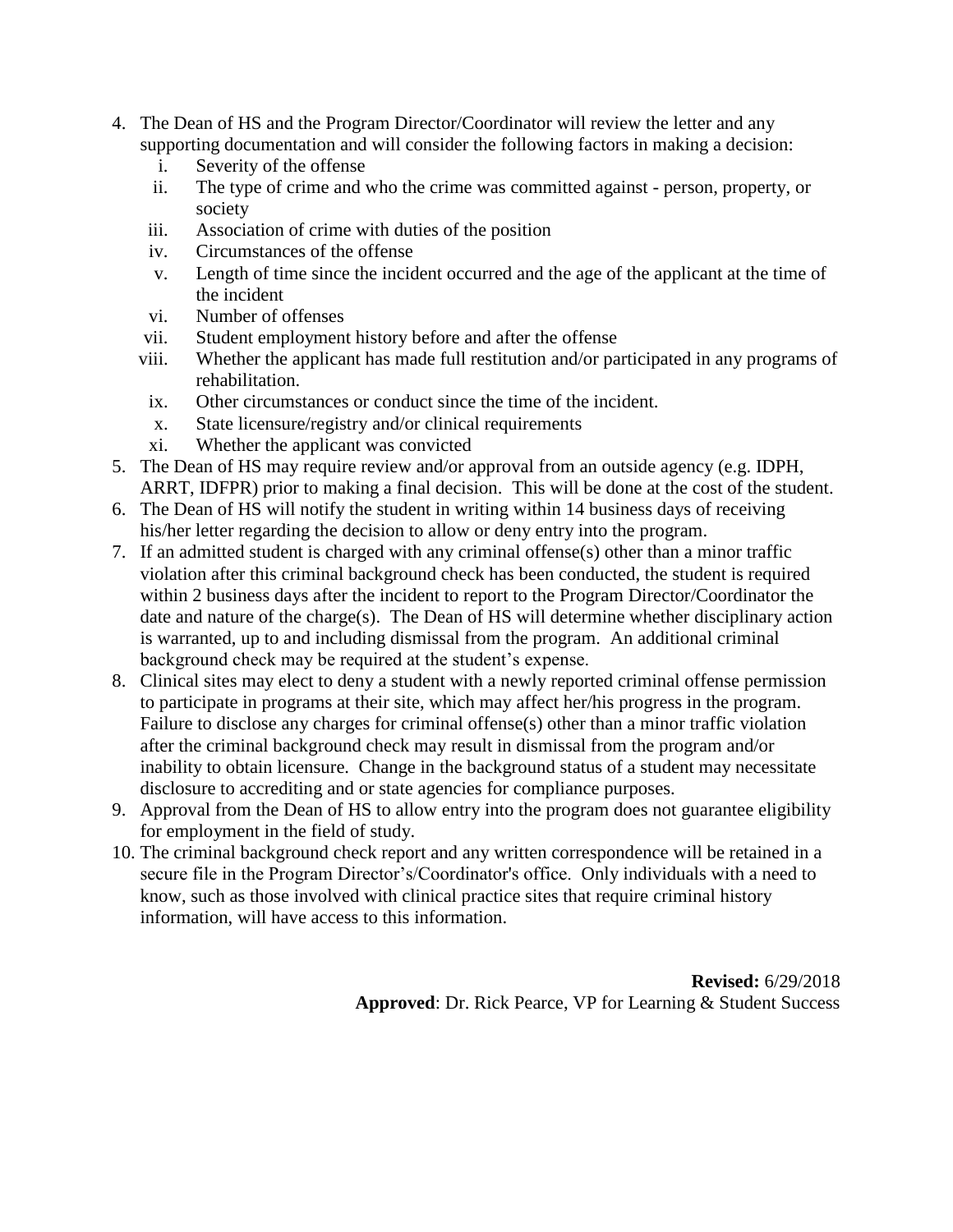4. The Dean of HS and the Program Director/Coordinator will review the letter and any supporting documentation and will consider the following factors in making a decision:
   i. Severity of the offense
   ii. The type of crime and who the crime was committed against - person, property, or society
   iii. Association of crime with duties of the position
   iv. Circumstances of the offense
   v. Length of time since the incident occurred and the age of the applicant at the time of the incident
   vi. Number of offenses
   vii. Student employment history before and after the offense
   viii. Whether the applicant has made full restitution and/or participated in any programs of rehabilitation.
   ix. Other circumstances or conduct since the time of the incident.
   x. State licensure/registry and/or clinical requirements
   xi. Whether the applicant was convicted
5. The Dean of HS may require review and/or approval from an outside agency (e.g. IDPH, ARRT, IDFPR) prior to making a final decision. This will be done at the cost of the student.
6. The Dean of HS will notify the student in writing within 14 business days of receiving his/her letter regarding the decision to allow or deny entry into the program.
7. If an admitted student is charged with any criminal offense(s) other than a minor traffic violation after this criminal background check has been conducted, the student is required within 2 business days after the incident to report to the Program Director/Coordinator the date and nature of the charge(s). The Dean of HS will determine whether disciplinary action is warranted, up to and including dismissal from the program. An additional criminal background check may be required at the student's expense.
8. Clinical sites may elect to deny a student with a newly reported criminal offense permission to participate in programs at their site, which may affect her/his progress in the program. Failure to disclose any charges for criminal offense(s) other than a minor traffic violation after the criminal background check may result in dismissal from the program and/or inability to obtain licensure. Change in the background status of a student may necessitate disclosure to accrediting and or state agencies for compliance purposes.
9. Approval from the Dean of HS to allow entry into the program does not guarantee eligibility for employment in the field of study.
10. The criminal background check report and any written correspondence will be retained in a secure file in the Program Director's/Coordinator's office. Only individuals with a need to know, such as those involved with clinical practice sites that require criminal history information, will have access to this information.

**Revised:** 6/29/2018
**Approved**: Dr. Rick Pearce, VP for Learning & Student Success